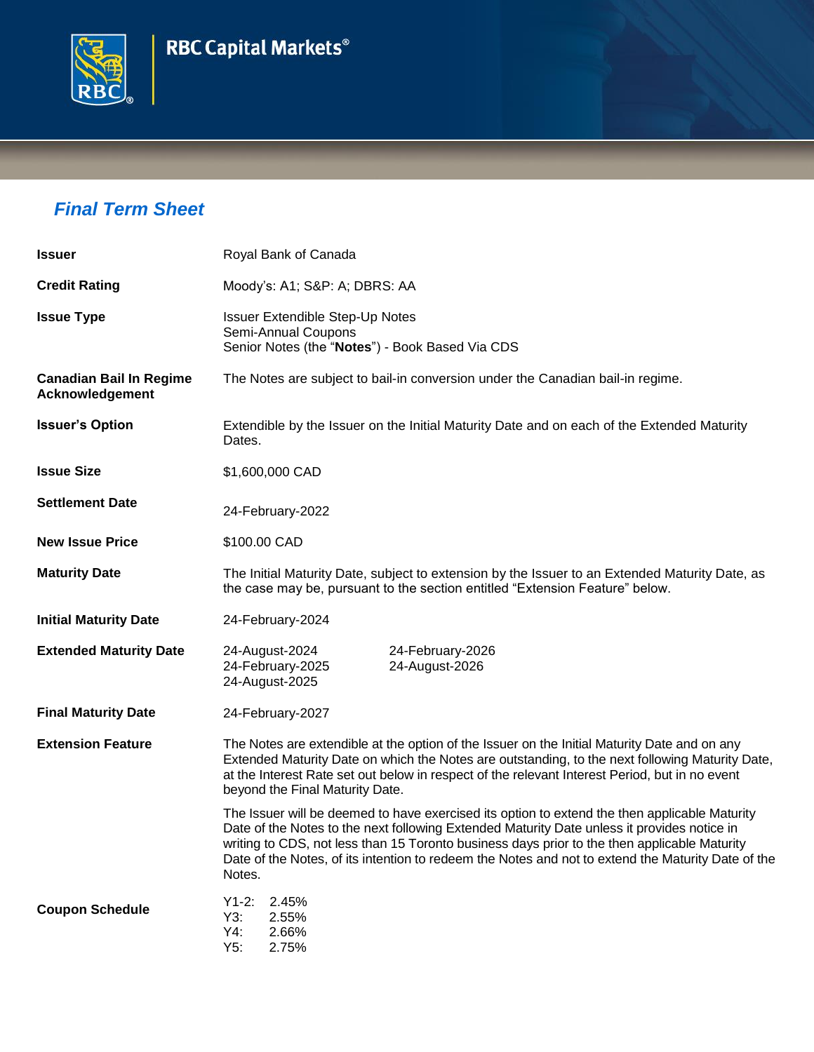RBC Capital Markets®

# Final Term Sheet

| | |
|---|---|
| **Issuer** | Royal Bank of Canada |
| **Credit Rating** | Moody's: A1; S&P: A; DBRS: AA |
| **Issue Type** | Issuer Extendible Step-Up Notes<br>Semi-Annual Coupons<br>Senior Notes (the "**Notes**") - Book Based Via CDS |
| **Canadian Bail In Regime Acknowledgement** | The Notes are subject to bail-in conversion under the Canadian bail-in regime. |
| **Issuer's Option** | Extendible by the Issuer on the Initial Maturity Date and on each of the Extended Maturity Dates. |
| **Issue Size** | $1,600,000 CAD |
| **Settlement Date** | 24-February-2022 |
| **New Issue Price** | $100.00 CAD |
| **Maturity Date** | The Initial Maturity Date, subject to extension by the Issuer to an Extended Maturity Date, as the case may be, pursuant to the section entitled "Extension Feature" below. |
| **Initial Maturity Date** | 24-February-2024 |
| **Extended Maturity Date** | 24-August-2024<br>24-February-2025<br>24-August-2025<br>24-February-2026<br>24-August-2026 |
| **Final Maturity Date** | 24-February-2027 |
| **Extension Feature** | The Notes are extendible at the option of the Issuer on the Initial Maturity Date and on any Extended Maturity Date on which the Notes are outstanding, to the next following Maturity Date, at the Interest Rate set out below in respect of the relevant Interest Period, but in no event beyond the Final Maturity Date.<br><br>The Issuer will be deemed to have exercised its option to extend the then applicable Maturity Date of the Notes to the next following Extended Maturity Date unless it provides notice in writing to CDS, not less than 15 Toronto business days prior to the then applicable Maturity Date of the Notes, of its intention to redeem the Notes and not to extend the Maturity Date of the Notes. |
| **Coupon Schedule** | Y1-2: 2.45%<br>Y3: 2.55%<br>Y4: 2.66%<br>Y5: 2.75% |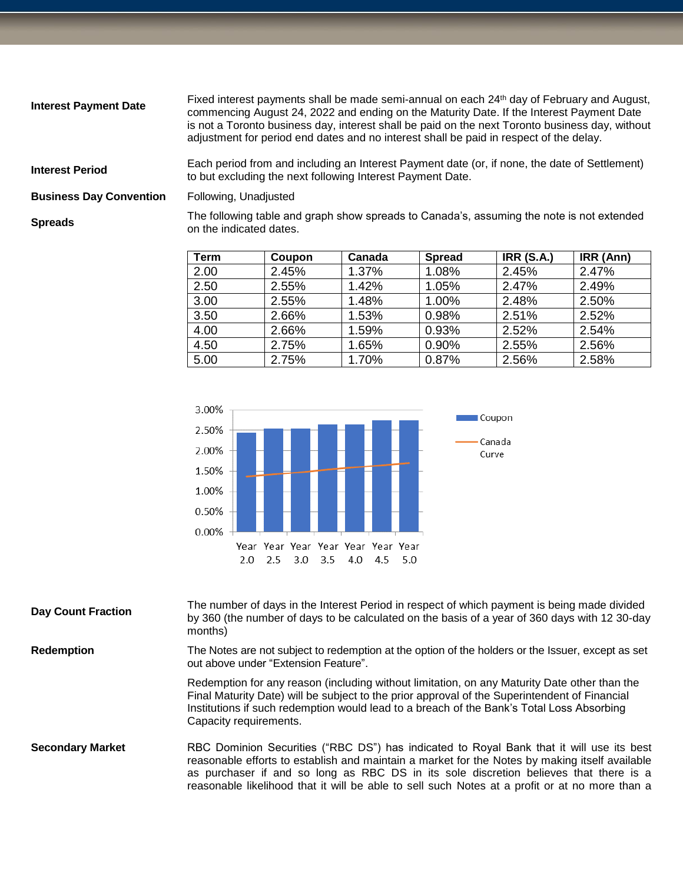**Interest Payment Date**

Fixed interest payments shall be made semi-annual on each 24th day of February and August, commencing August 24, 2022 and ending on the Maturity Date. If the Interest Payment Date is not a Toronto business day, interest shall be paid on the next Toronto business day, without adjustment for period end dates and no interest shall be paid in respect of the delay.

**Interest Period**

Each period from and including an Interest Payment date (or, if none, the date of Settlement) to but excluding the next following Interest Payment Date.

**Business Day Convention**

Following, Unadjusted

**Spreads**

The following table and graph show spreads to Canada's, assuming the note is not extended on the indicated dates.

| Term | Coupon | Canada | Spread | IRR (S.A.) | IRR (Ann) |
|---|---|---|---|---|---|
| 2.00 | 2.45% | 1.37% | 1.08% | 2.45% | 2.47% |
| 2.50 | 2.55% | 1.42% | 1.05% | 2.47% | 2.49% |
| 3.00 | 2.55% | 1.48% | 1.00% | 2.48% | 2.50% |
| 3.50 | 2.66% | 1.53% | 0.98% | 2.51% | 2.52% |
| 4.00 | 2.66% | 1.59% | 0.93% | 2.52% | 2.54% |
| 4.50 | 2.75% | 1.65% | 0.90% | 2.55% | 2.56% |
| 5.00 | 2.75% | 1.70% | 0.87% | 2.56% | 2.58% |

**Day Count Fraction**

The number of days in the Interest Period in respect of which payment is being made divided by 360 (the number of days to be calculated on the basis of a year of 360 days with 12 30-day months)

**Redemption**

The Notes are not subject to redemption at the option of the holders or the Issuer, except as set out above under "Extension Feature".

Redemption for any reason (including without limitation, on any Maturity Date other than the Final Maturity Date) will be subject to the prior approval of the Superintendent of Financial Institutions if such redemption would lead to a breach of the Bank's Total Loss Absorbing Capacity requirements.

**Secondary Market**

RBC Dominion Securities ("RBC DS") has indicated to Royal Bank that it will use its best reasonable efforts to establish and maintain a market for the Notes by making itself available as purchaser if and so long as RBC DS in its sole discretion believes that there is a reasonable likelihood that it will be able to sell such Notes at a profit or at no more than a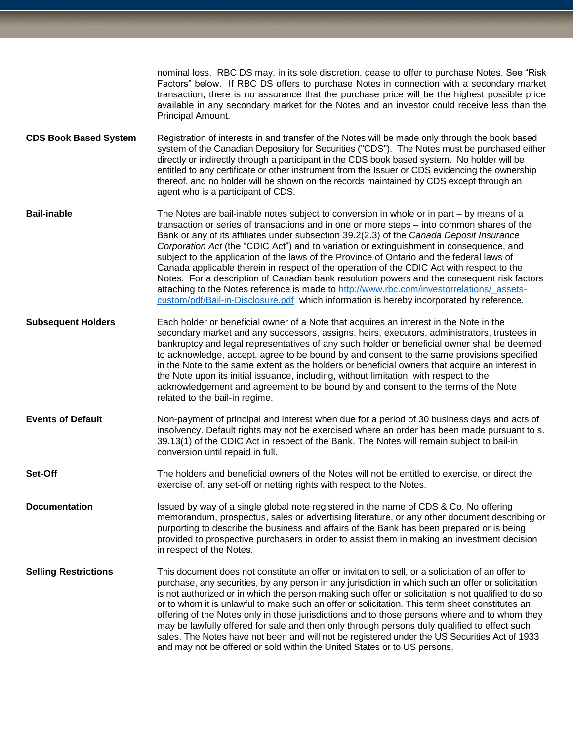| | |
|---|---|
| | nominal loss. RBC DS may, in its sole discretion, cease to offer to purchase Notes. See "Risk Factors" below. If RBC DS offers to purchase Notes in connection with a secondary market transaction, there is no assurance that the purchase price will be the highest possible price available in any secondary market for the Notes and an investor could receive less than the Principal Amount. |
| **CDS Book Based System** | Registration of interests in and transfer of the Notes will be made only through the book based system of the Canadian Depository for Securities ("CDS"). The Notes must be purchased either directly or indirectly through a participant in the CDS book based system. No holder will be entitled to any certificate or other instrument from the Issuer or CDS evidencing the ownership thereof, and no holder will be shown on the records maintained by CDS except through an agent who is a participant of CDS. |
| **Bail-inable** | The Notes are bail-inable notes subject to conversion in whole or in part – by means of a transaction or series of transactions and in one or more steps – into common shares of the Bank or any of its affiliates under subsection 39.2(2.3) of the *Canada Deposit Insurance Corporation Act* (the "CDIC Act") and to variation or extinguishment in consequence, and subject to the application of the laws of the Province of Ontario and the federal laws of Canada applicable therein in respect of the operation of the CDIC Act with respect to the Notes. For a description of Canadian bank resolution powers and the consequent risk factors attaching to the Notes reference is made to http://www.rbc.com/investorrelations/_assets-custom/pdf/Bail-in-Disclosure.pdf which information is hereby incorporated by reference. |
| **Subsequent Holders** | Each holder or beneficial owner of a Note that acquires an interest in the Note in the secondary market and any successors, assigns, heirs, executors, administrators, trustees in bankruptcy and legal representatives of any such holder or beneficial owner shall be deemed to acknowledge, accept, agree to be bound by and consent to the same provisions specified in the Note to the same extent as the holders or beneficial owners that acquire an interest in the Note upon its initial issuance, including, without limitation, with respect to the acknowledgement and agreement to be bound by and consent to the terms of the Note related to the bail-in regime. |
| **Events of Default** | Non-payment of principal and interest when due for a period of 30 business days and acts of insolvency. Default rights may not be exercised where an order has been made pursuant to s. 39.13(1) of the CDIC Act in respect of the Bank. The Notes will remain subject to bail-in conversion until repaid in full. |
| **Set-Off** | The holders and beneficial owners of the Notes will not be entitled to exercise, or direct the exercise of, any set-off or netting rights with respect to the Notes. |
| **Documentation** | Issued by way of a single global note registered in the name of CDS & Co. No offering memorandum, prospectus, sales or advertising literature, or any other document describing or purporting to describe the business and affairs of the Bank has been prepared or is being provided to prospective purchasers in order to assist them in making an investment decision in respect of the Notes. |
| **Selling Restrictions** | This document does not constitute an offer or invitation to sell, or a solicitation of an offer to purchase, any securities, by any person in any jurisdiction in which such an offer or solicitation is not authorized or in which the person making such offer or solicitation is not qualified to do so or to whom it is unlawful to make such an offer or solicitation. This term sheet constitutes an offering of the Notes only in those jurisdictions and to those persons where and to whom they may be lawfully offered for sale and then only through persons duly qualified to effect such sales. The Notes have not been and will not be registered under the US Securities Act of 1933 and may not be offered or sold within the United States or to US persons. |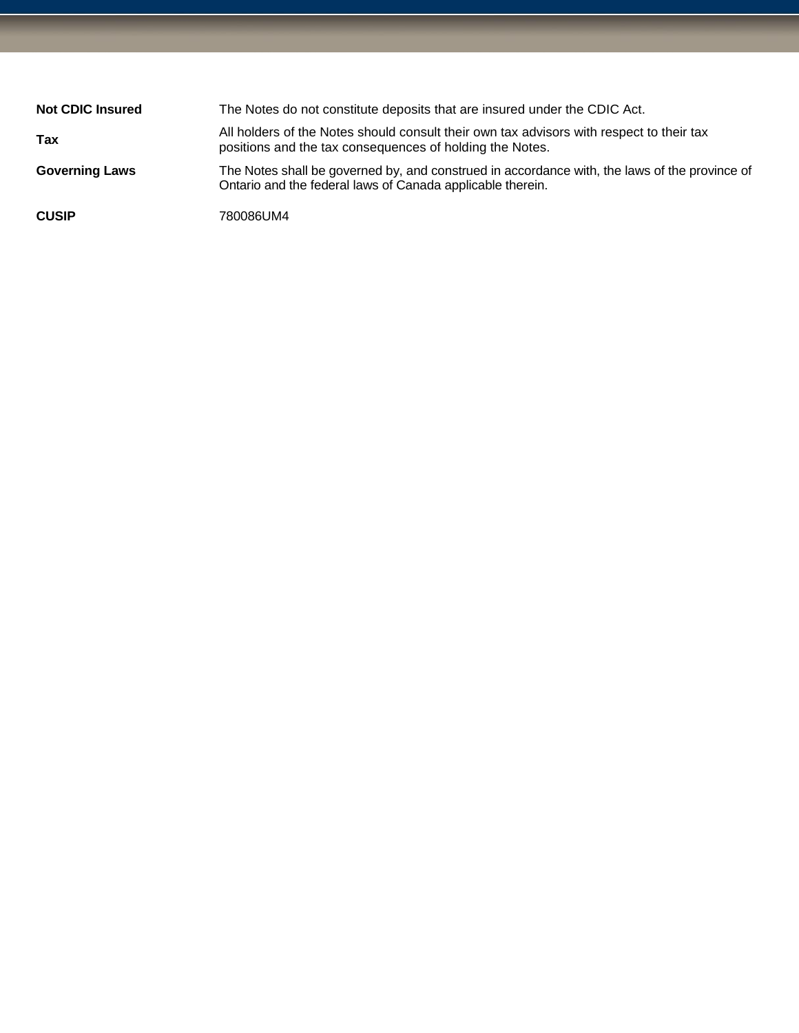| | |
|---|---|
| **Not CDIC Insured** | The Notes do not constitute deposits that are insured under the CDIC Act. |
| **Tax** | All holders of the Notes should consult their own tax advisors with respect to their tax positions and the tax consequences of holding the Notes. |
| **Governing Laws** | The Notes shall be governed by, and construed in accordance with, the laws of the province of Ontario and the federal laws of Canada applicable therein. |
| **CUSIP** | 780086UM4 |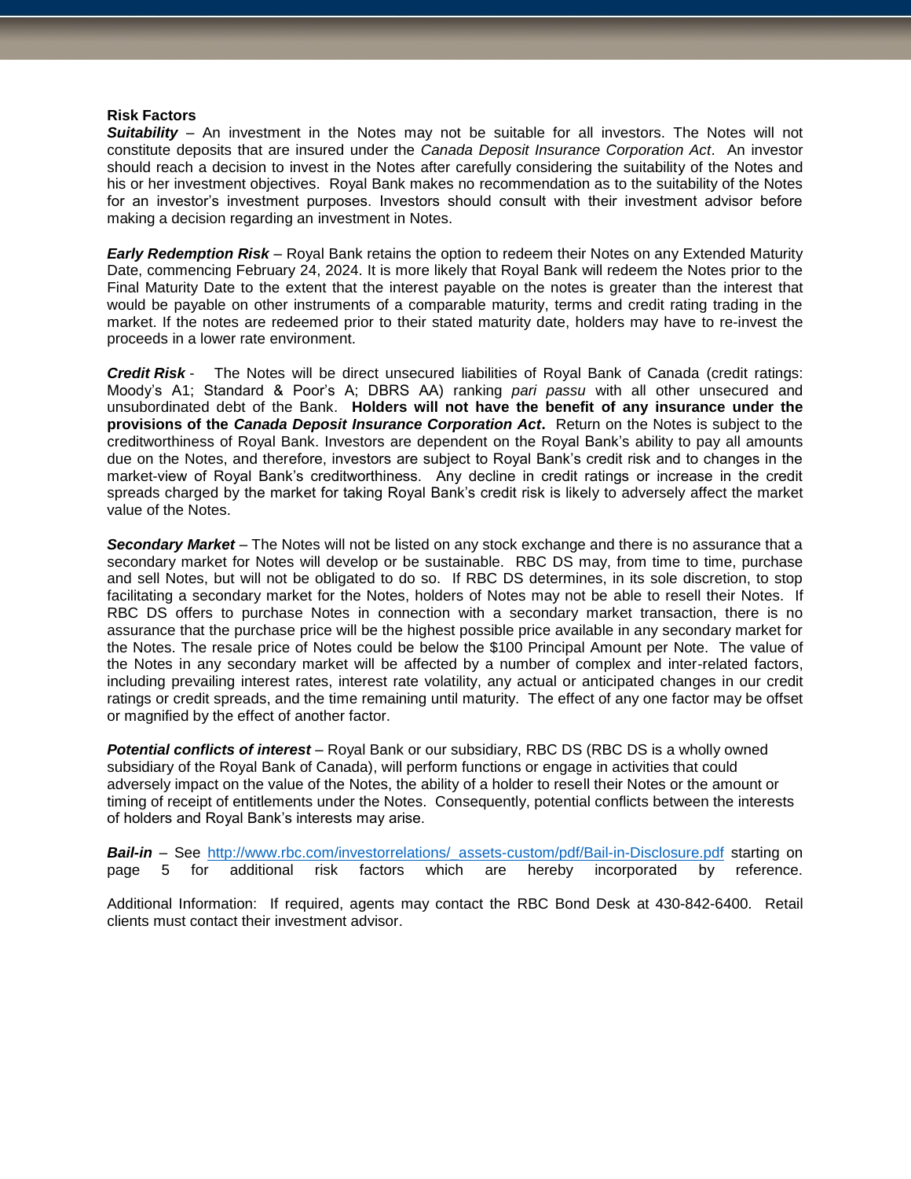**Risk Factors**

***Suitability*** – An investment in the Notes may not be suitable for all investors. The Notes will not constitute deposits that are insured under the *Canada Deposit Insurance Corporation Act*. An investor should reach a decision to invest in the Notes after carefully considering the suitability of the Notes and his or her investment objectives. Royal Bank makes no recommendation as to the suitability of the Notes for an investor's investment purposes. Investors should consult with their investment advisor before making a decision regarding an investment in Notes.

***Early Redemption Risk*** – Royal Bank retains the option to redeem their Notes on any Extended Maturity Date, commencing February 24, 2024. It is more likely that Royal Bank will redeem the Notes prior to the Final Maturity Date to the extent that the interest payable on the notes is greater than the interest that would be payable on other instruments of a comparable maturity, terms and credit rating trading in the market. If the notes are redeemed prior to their stated maturity date, holders may have to re-invest the proceeds in a lower rate environment.

***Credit Risk*** - The Notes will be direct unsecured liabilities of Royal Bank of Canada (credit ratings: Moody's A1; Standard & Poor's A; DBRS AA) ranking *pari passu* with all other unsecured and unsubordinated debt of the Bank. **Holders will not have the benefit of any insurance under the provisions of the *Canada Deposit Insurance Corporation Act*.** Return on the Notes is subject to the creditworthiness of Royal Bank. Investors are dependent on the Royal Bank's ability to pay all amounts due on the Notes, and therefore, investors are subject to Royal Bank's credit risk and to changes in the market-view of Royal Bank's creditworthiness. Any decline in credit ratings or increase in the credit spreads charged by the market for taking Royal Bank's credit risk is likely to adversely affect the market value of the Notes.

***Secondary Market*** – The Notes will not be listed on any stock exchange and there is no assurance that a secondary market for Notes will develop or be sustainable. RBC DS may, from time to time, purchase and sell Notes, but will not be obligated to do so. If RBC DS determines, in its sole discretion, to stop facilitating a secondary market for the Notes, holders of Notes may not be able to resell their Notes. If RBC DS offers to purchase Notes in connection with a secondary market transaction, there is no assurance that the purchase price will be the highest possible price available in any secondary market for the Notes. The resale price of Notes could be below the $100 Principal Amount per Note. The value of the Notes in any secondary market will be affected by a number of complex and inter-related factors, including prevailing interest rates, interest rate volatility, any actual or anticipated changes in our credit ratings or credit spreads, and the time remaining until maturity. The effect of any one factor may be offset or magnified by the effect of another factor.

***Potential conflicts of interest*** – Royal Bank or our subsidiary, RBC DS (RBC DS is a wholly owned subsidiary of the Royal Bank of Canada), will perform functions or engage in activities that could adversely impact on the value of the Notes, the ability of a holder to resell their Notes or the amount or timing of receipt of entitlements under the Notes. Consequently, potential conflicts between the interests of holders and Royal Bank's interests may arise.

***Bail-in*** – See http://www.rbc.com/investorrelations/_assets-custom/pdf/Bail-in-Disclosure.pdf starting on page 5 for additional risk factors which are hereby incorporated by reference.

Additional Information: If required, agents may contact the RBC Bond Desk at 430-842-6400. Retail clients must contact their investment advisor.